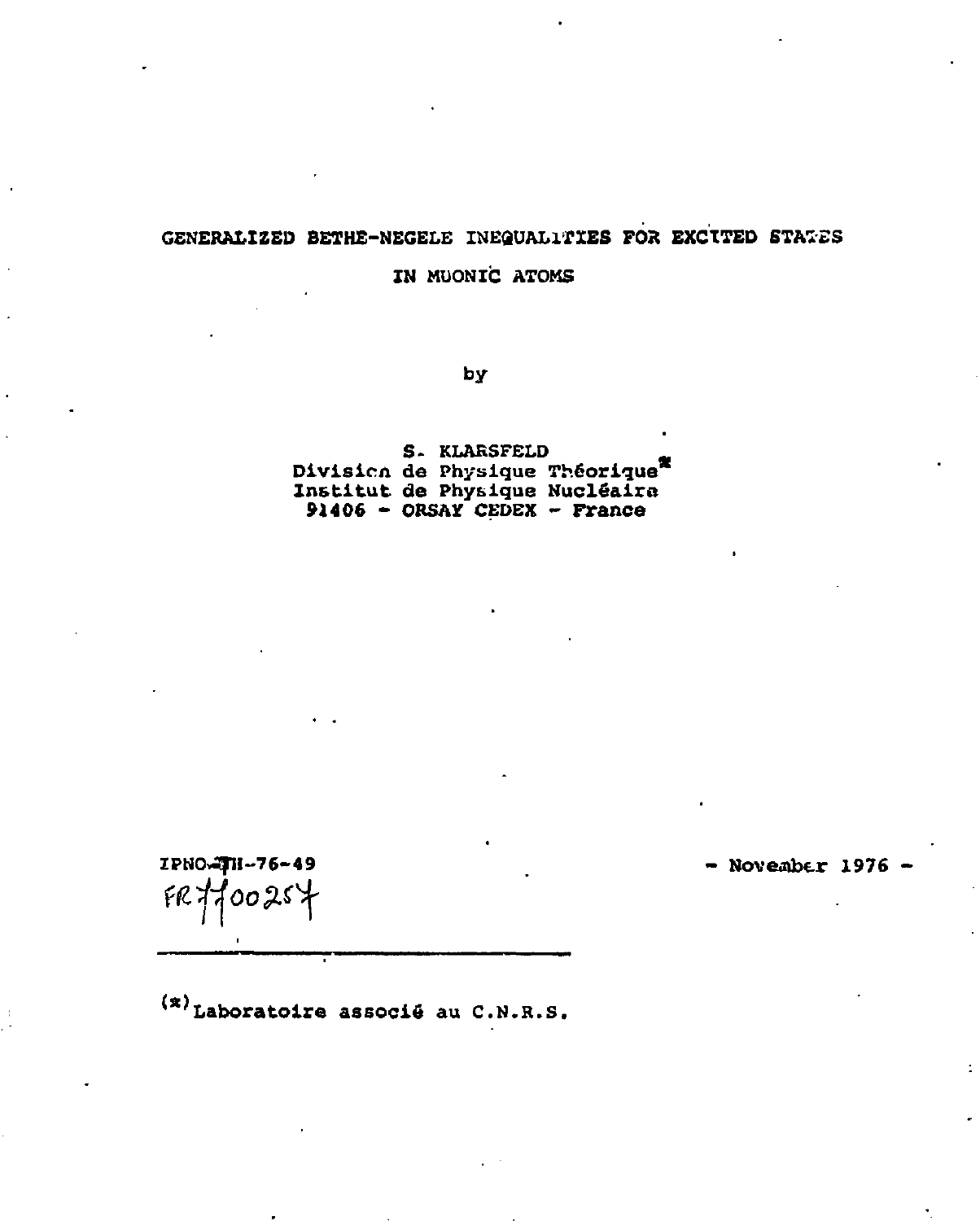# GENERALIZED BETHE-NEGELE INEQUALITIES FOR EXCITED STATES IN MUONIC ATOMS

by

S. KLARSFELD
Division de Physique Théorique[*]
Institut de Physique Nucléaire
91406 - ORSAY CEDEX - France

IPNO-TH-76-49
FR7700257

- November 1976 -

---

(*) Laboratoire associé au C.N.R.S.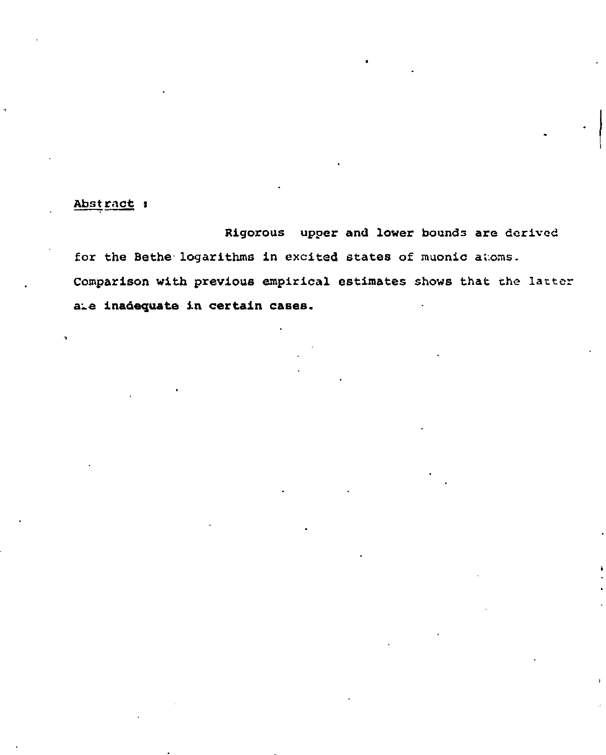## Abstract :

Rigorous upper and lower bounds are derived for the Bethe logarithms in excited states of muonic atoms. Comparison with previous empirical estimates shows that the latter are inadequate in certain cases.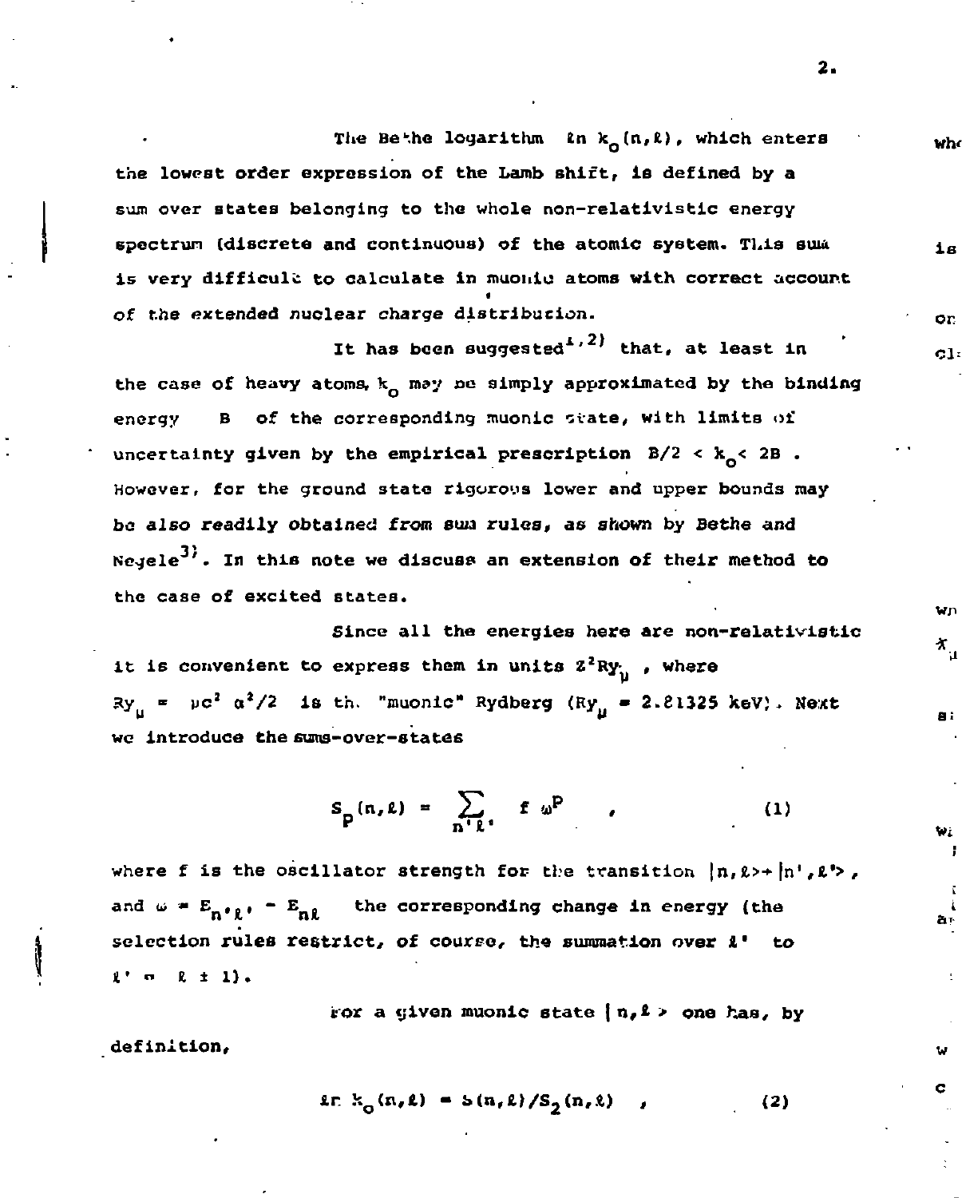The Bethe logarithm $\ln k_0(n,\ell)$, which enters the lowest order expression of the Lamb shift, is defined by a sum over states belonging to the whole non-relativistic energy spectrum (discrete and continuous) of the atomic system. This sum is very difficult to calculate in muonic atoms with correct account of the extended nuclear charge distribution.

It has been suggested[1,2] that, at least in the case of heavy atoms, $k_0$ may be simply approximated by the binding energy $B$ of the corresponding muonic state, with limits of uncertainty given by the empirical prescription $B/2 < k_0 < 2B$. However, for the ground state rigorous lower and upper bounds may be also readily obtained from sum rules, as shown by Bethe and Negele[3]. In this note we discuss an extension of their method to the case of excited states.

Since all the energies here are non-relativistic it is convenient to express them in units $Z^2 Ry_\mu$, where $Ry_\mu = \mu c^2 \alpha^2/2$ is the "muonic" Rydberg ($Ry_\mu = 2.81325$ keV). Next we introduce the sums-over-states

$$S_p(n,\ell) = \sum_{n'\ell'} f\,\omega^p \qquad , \tag{1}$$

where $f$ is the oscillator strength for the transition $|n,\ell\rangle \to |n',\ell'\rangle$, and $\omega = E_{n'\ell'} - E_{n\ell}$ the corresponding change in energy (the selection rules restrict, of course, the summation over $\ell'$ to $\ell' = \ell \pm 1$).

For a given muonic state $|n,\ell\rangle$ one has, by definition,

$$\ln k_0(n,\ell) = S(n,\ell)/S_2(n,\ell) \quad , \tag{2}$$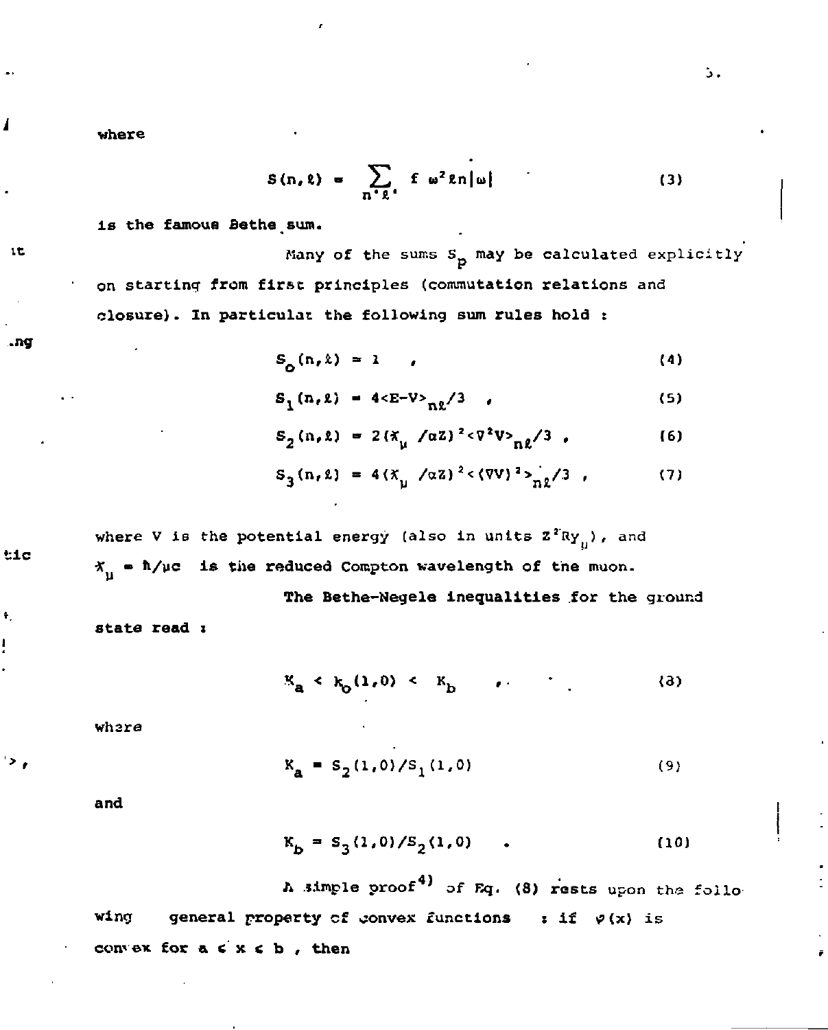where

$$S(n,\ell) = \sum_{n'\ell'} f\, \omega^2 \ell n|\omega| \tag{3}$$

is the famous Bethe sum.

Many of the sums $S_p$ may be calculated explicitly on starting from first principles (commutation relations and closure). In particular the following sum rules hold :

$$S_0(n,\ell) = 1 \quad , \tag{4}$$

$$S_1(n,\ell) = 4\langle E-V\rangle_{n\ell}/3 \quad , \tag{5}$$

$$S_2(n,\ell) = 2(\lambda\!\!\!^{-}_\mu /\alpha Z)^2 \langle\nabla^2 V\rangle_{n\ell}/3 \quad , \tag{6}$$

$$S_3(n,\ell) = 4(\lambda\!\!\!^{-}_\mu /\alpha Z)^2 \langle(\nabla V)^2\rangle_{n\ell}/3 \quad , \tag{7}$$

where V is the potential energy (also in units $Z^2 Ry_\mu$), and $\lambda\!\!\!^{-}_\mu = \hbar/\mu c$ is the reduced Compton wavelength of the muon.

The Bethe-Negele inequalities for the ground state read :

$$K_a < k_0(1,0) < K_b \quad , \tag{8}$$

where

$$K_a = S_2(1,0)/S_1(1,0) \tag{9}$$

and

$$K_b = S_3(1,0)/S_2(1,0) \quad . \tag{10}$$

A simple proof[4] of Eq. (8) rests upon the following general property of convex functions : if $\varphi(x)$ is convex for $a \leq x \leq b$ , then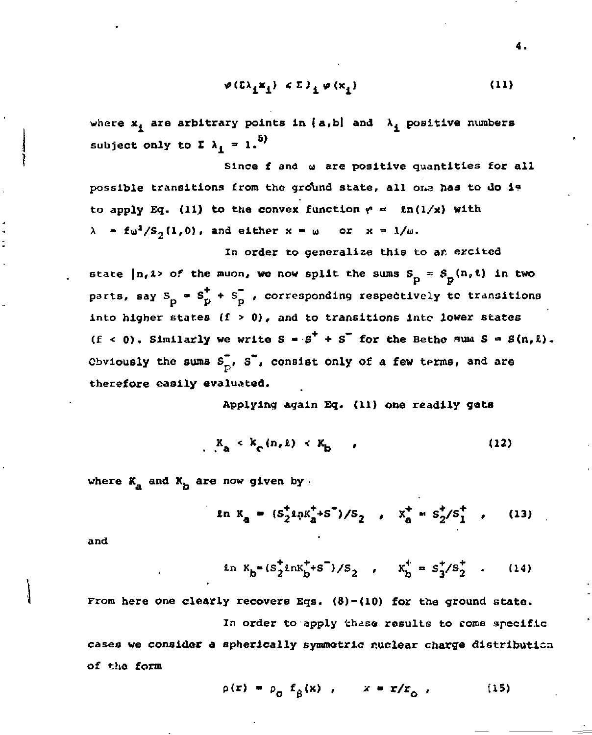$$\varphi(\Sigma\lambda_i x_i) \leq \Sigma\lambda_i\,\varphi(x_i) \tag{11}$$

where $x_i$ are arbitrary points in $[a,b]$ and $\lambda_i$ positive numbers subject only to $\Sigma\,\lambda_i = 1$.[5]

Since $f$ and $\omega$ are positive quantities for all possible transitions from the ground state, all one has to do is to apply Eq. (11) to the convex function $\varphi = \ln(1/x)$ with $\lambda = f\omega^2/S_2(1,0)$, and either $x = \omega$ or $x = 1/\omega$.

In order to generalize this to an excited state $|n,\ell\rangle$ of the muon, we now split the sums $S_p = S_p(n,\ell)$ in two parts, say $S_p = S_p^+ + S_p^-$, corresponding respectively to transitions into higher states $(f > 0)$, and to transitions into lower states $(f < 0)$. Similarly we write $S = S^+ + S^-$ for the Bethe sum $S = S(n,\ell)$. Obviously the sums $S_p^-$, $S^-$, consist only of a few terms, and are therefore easily evaluated.

Applying again Eq. (11) one readily gets

$$K_a < k_c(n,\ell) < K_b \quad , \tag{12}$$

where $K_a$ and $K_b$ are now given by

$$\ln K_a = (S_2^+ \ln K_a^+ + S^-)/S_2 \quad , \quad K_a^+ = S_2^+/S_1^+ \quad , \tag{13}$$

and

$$\ln K_b = (S_2^+ \ln K_b^+ + S^-)/S_2 \quad , \quad K_b^+ = S_3^+/S_2^+ \quad . \tag{14}$$

From here one clearly recovers Eqs. (8)-(10) for the ground state.

In order to apply these results to some specific cases we consider a spherically symmetric nuclear charge distribution of the form

$$\rho(r) = \rho_o\, f_\beta(x) \quad , \qquad x = r/r_o \quad , \tag{15}$$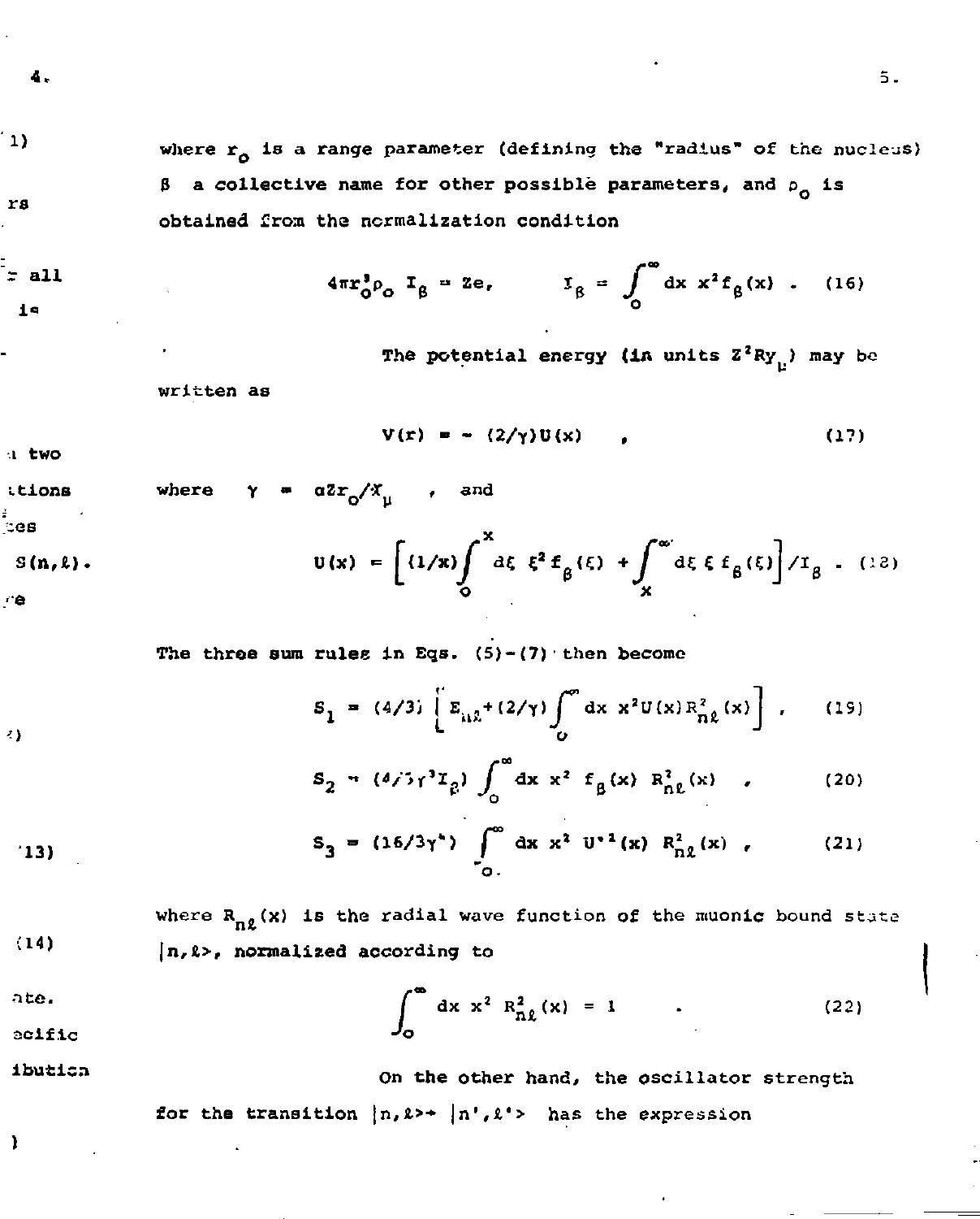where $r_o$ is a range parameter (defining the "radius" of the nucleus) $\beta$ a collective name for other possible parameters, and $\rho_o$ is obtained from the normalization condition

$$4\pi r_o^3 \rho_o \, I_\beta = Ze, \qquad I_\beta = \int_0^\infty dx \; x^2 f_\beta(x) \; . \tag{16}$$

The potential energy (in units $Z^2 Ry_\mu$) may be written as

$$V(r) = -(2/\gamma) U(x) \quad , \tag{17}$$

where $\gamma = \alpha Z r_o / \lambda\!\!\!^{-}_\mu$ , and

$$U(x) = \left[ (1/x)\int_0^x d\xi \; \xi^2 f_\beta(\xi) + \int_x^\infty d\xi \; \xi \, f_\beta(\xi) \right] / I_\beta \; . \tag{18}$$

The three sum rules in Eqs. (5)-(7) then become

$$S_1 = (4/3) \left[ E_{n\ell} + (2/\gamma) \int_0^\infty dx \; x^2 U(x) R_{n\ell}^2(x) \right] \; , \tag{19}$$

$$S_2 = (4/3\gamma^3 I_\beta) \int_0^\infty dx \; x^2 \; f_\beta(x) \; R_{n\ell}^2(x) \quad , \tag{20}$$

$$S_3 = (16/3\gamma^4) \int_0^\infty dx \; x^2 \; U'^2(x) \; R_{n\ell}^2(x) \; , \tag{21}$$

where $R_{n\ell}(x)$ is the radial wave function of the muonic bound state $|n,\ell\rangle$, normalized according to

$$\int_0^\infty dx \; x^2 \; R_{n\ell}^2(x) = 1 \qquad . \tag{22}$$

On the other hand, the oscillator strength for the transition $|n,\ell\rangle \rightarrow |n',\ell'\rangle$ has the expression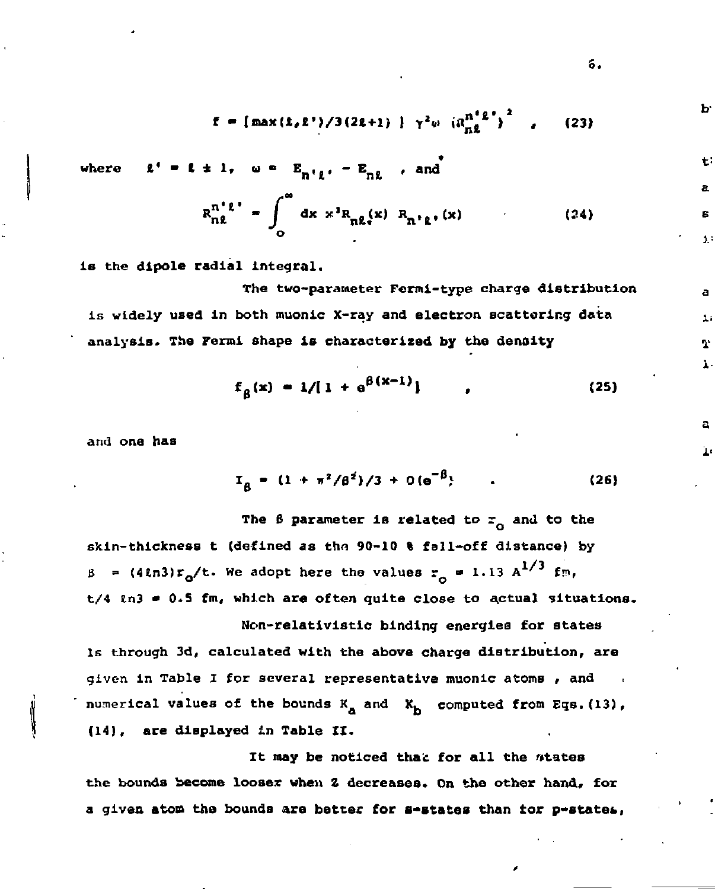$$f = [\max(\ell,\ell')/3(2\ell+1)]\ \gamma^2\omega\ (R_{n\ell}^{n'\ell'})^2 \quad , \qquad (23)$$

where $\ell' = \ell \pm 1$, $\omega = E_{n'\ell'} - E_{n\ell}$ , and

$$R_{n\ell}^{n'\ell'} = \int_0^\infty dx\ x^3 R_{n\ell}(x)\ R_{n'\ell'}(x) \qquad (24)$$

is the dipole radial integral.

The two-parameter Fermi-type charge distribution is widely used in both muonic X-ray and electron scattering data analysis. The Fermi shape is characterized by the density

$$f_\beta(x) = 1/[1 + e^{\beta(x-1)}] \quad , \qquad (25)$$

and one has

$$I_\beta = (1 + \pi^2/\beta^2)/3 + O(e^{-\beta}) \quad . \qquad (26)$$

The $\beta$ parameter is related to $r_o$ and to the skin-thickness t (defined as the 90-10 % fall-off distance) by $\beta = (4\ln 3)r_o/t$. We adopt here the values $r_o = 1.13\ A^{1/3}$ fm, $t/4\ \ln 3 = 0.5$ fm, which are often quite close to actual situations.

Non-relativistic binding energies for states 1s through 3d, calculated with the above charge distribution, are given in Table I for several representative muonic atoms , and numerical values of the bounds $K_a$ and $K_b$ computed from Eqs.(13), (14), are displayed in Table II.

It may be noticed that for all the states the bounds become looser when Z decreases. On the other hand, for a given atom the bounds are better for s-states than for p-states,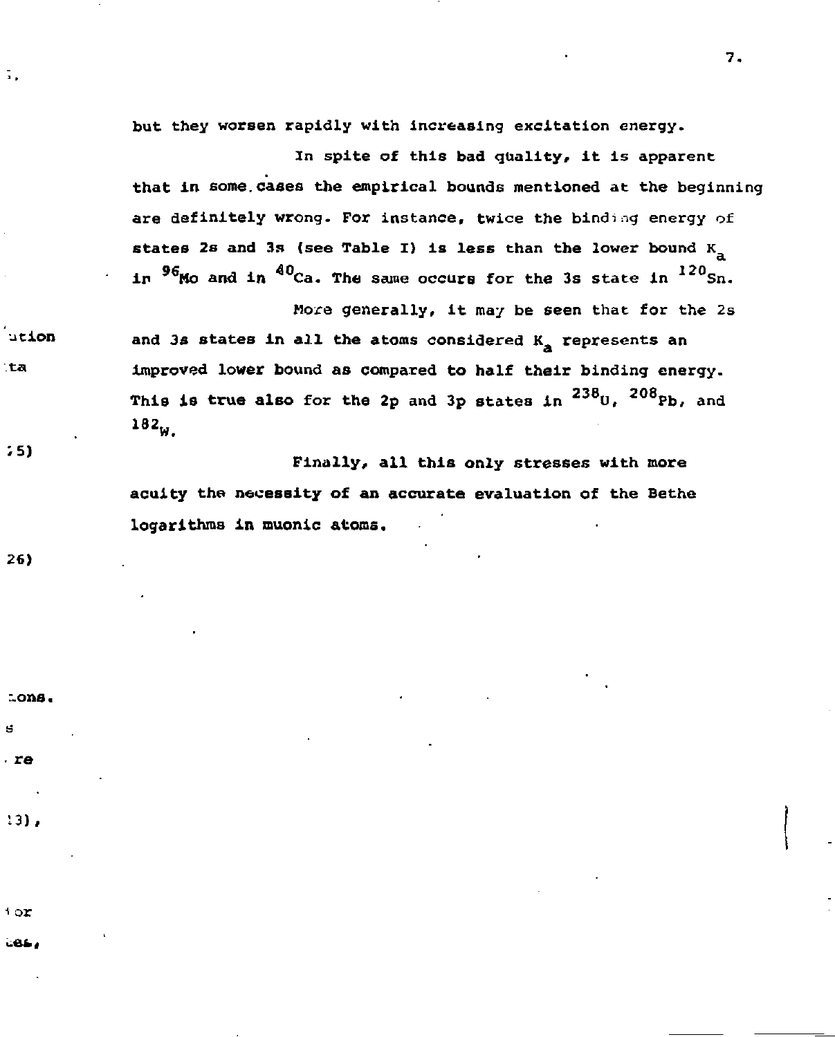but they worsen rapidly with increasing excitation energy.

In spite of this bad quality, it is apparent that in some cases the empirical bounds mentioned at the beginning are definitely wrong. For instance, twice the binding energy of states 2s and 3s (see Table I) is less than the lower bound $K_a$ in $^{96}$Mo and in $^{40}$Ca. The same occurs for the 3s state in $^{120}$Sn.

More generally, it may be seen that for the 2s and 3s states in all the atoms considered $K_a$ represents an improved lower bound as compared to half their binding energy. This is true also for the 2p and 3p states in $^{238}$U, $^{208}$Pb, and $^{182}$W.

Finally, all this only stresses with more acuity the necessity of an accurate evaluation of the Bethe logarithms in muonic atoms.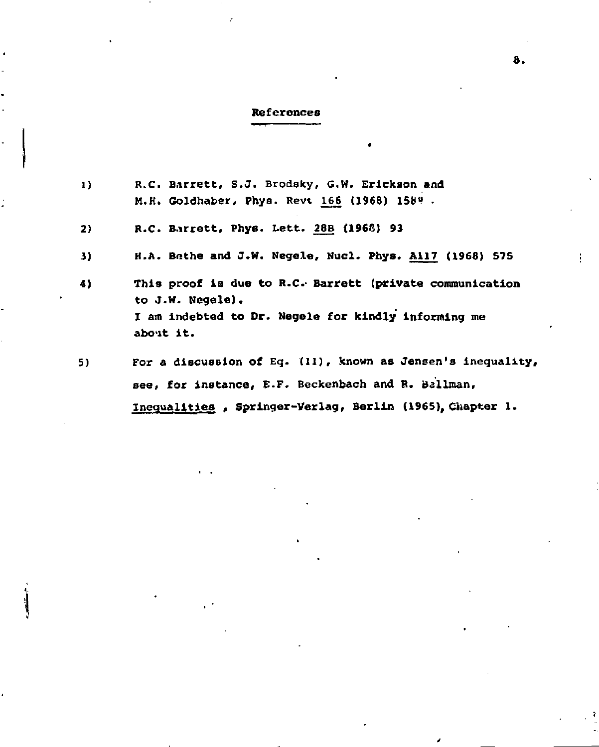## References

1) R.C. Barrett, S.J. Brodsky, G.W. Erickson and M.H. Goldhaber, Phys. Rev. 166 (1968) 1589 .

2) R.C. Barrett, Phys. Lett. 28B (1968) 93

3) H.A. Bethe and J.W. Negele, Nucl. Phys. A117 (1968) 575

4) This proof is due to R.C. Barrett (private communication to J.W. Negele). I am indebted to Dr. Negele for kindly informing me about it.

5) For a discussion of Eq. (11), known as Jensen's inequality, see, for instance, E.F. Beckenbach and R. Bellman, Inequalities , Springer-Verlag, Berlin (1965), Chapter 1.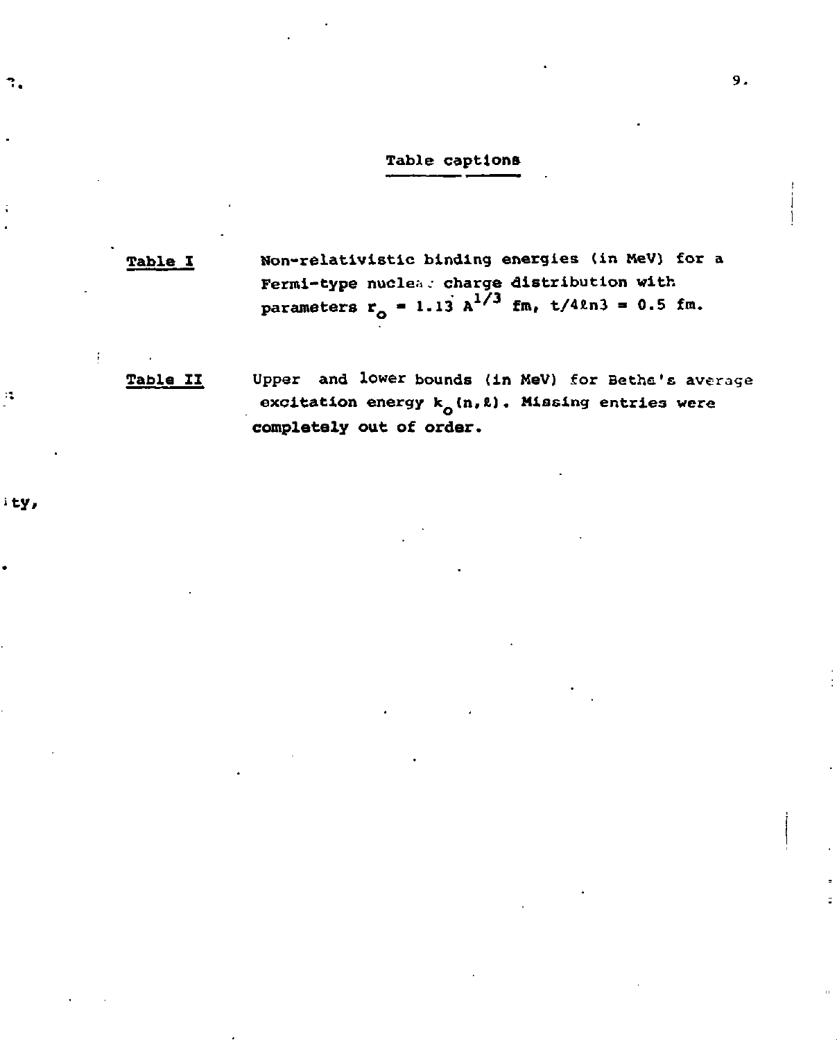## Table captions

**Table I** Non-relativistic binding energies (in MeV) for a Fermi-type nuclear charge distribution with parameters $r_o = 1.13\, A^{1/3}$ fm, $t/4\ell n3 = 0.5$ fm.

**Table II** Upper and lower bounds (in MeV) for Bethe's average excitation energy $k_o(n,\ell)$. Missing entries were completely out of order.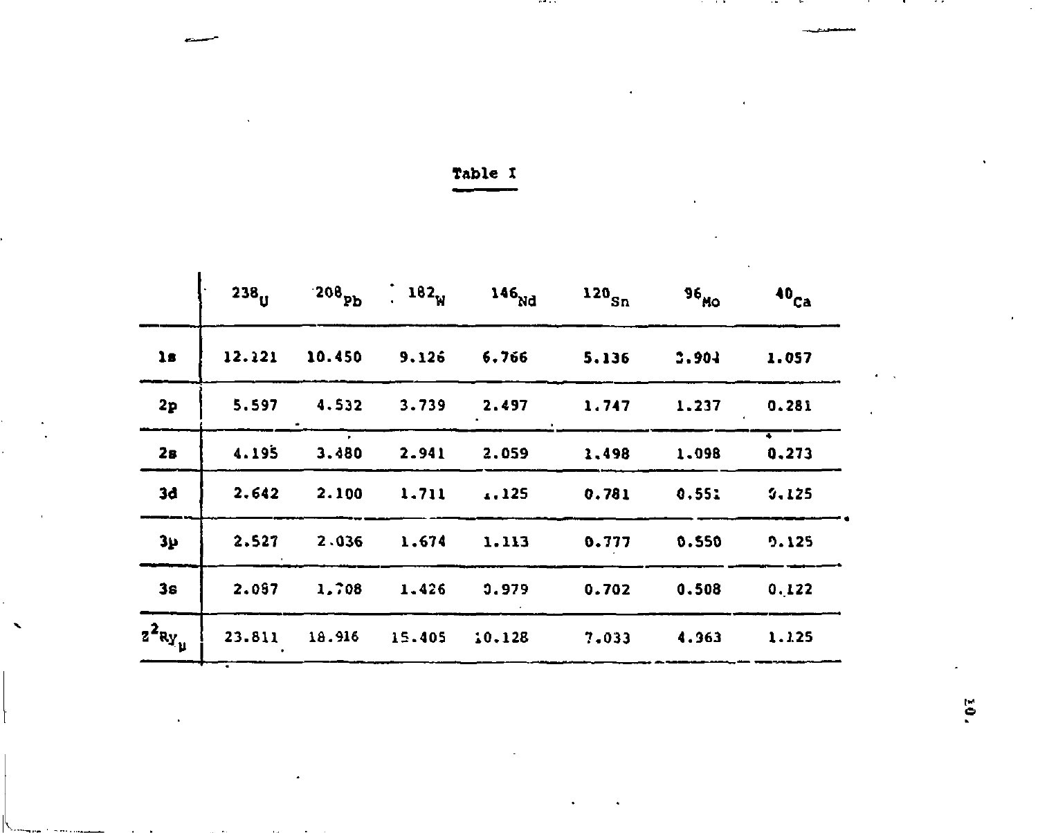Table I

| | $^{238}U$ | $^{208}Pb$ | $^{182}W$ | $^{146}Nd$ | $^{120}Sn$ | $^{96}Mo$ | $^{40}Ca$ |
|---|---|---|---|---|---|---|---|
| 1s | 12.121 | 10.450 | 9.126 | 6.766 | 5.136 | 3.904 | 1.057 |
| 2p | 5.597 | 4.532 | 3.739 | 2.497 | 1.747 | 1.237 | 0.281 |
| 2s | 4.195 | 3.480 | 2.941 | 2.059 | 1.498 | 1.098 | 0.273 |
| 3d | 2.642 | 2.100 | 1.711 | 1.125 | 0.781 | 0.551 | 0.125 |
| 3p | 2.527 | 2.036 | 1.674 | 1.113 | 0.777 | 0.550 | 0.125 |
| 3s | 2.097 | 1.708 | 1.426 | 0.979 | 0.702 | 0.508 | 0.122 |
| $Z^2Ry_\mu$ | 23.811 | 18.916 | 15.405 | 10.128 | 7.033 | 4.963 | 1.125 |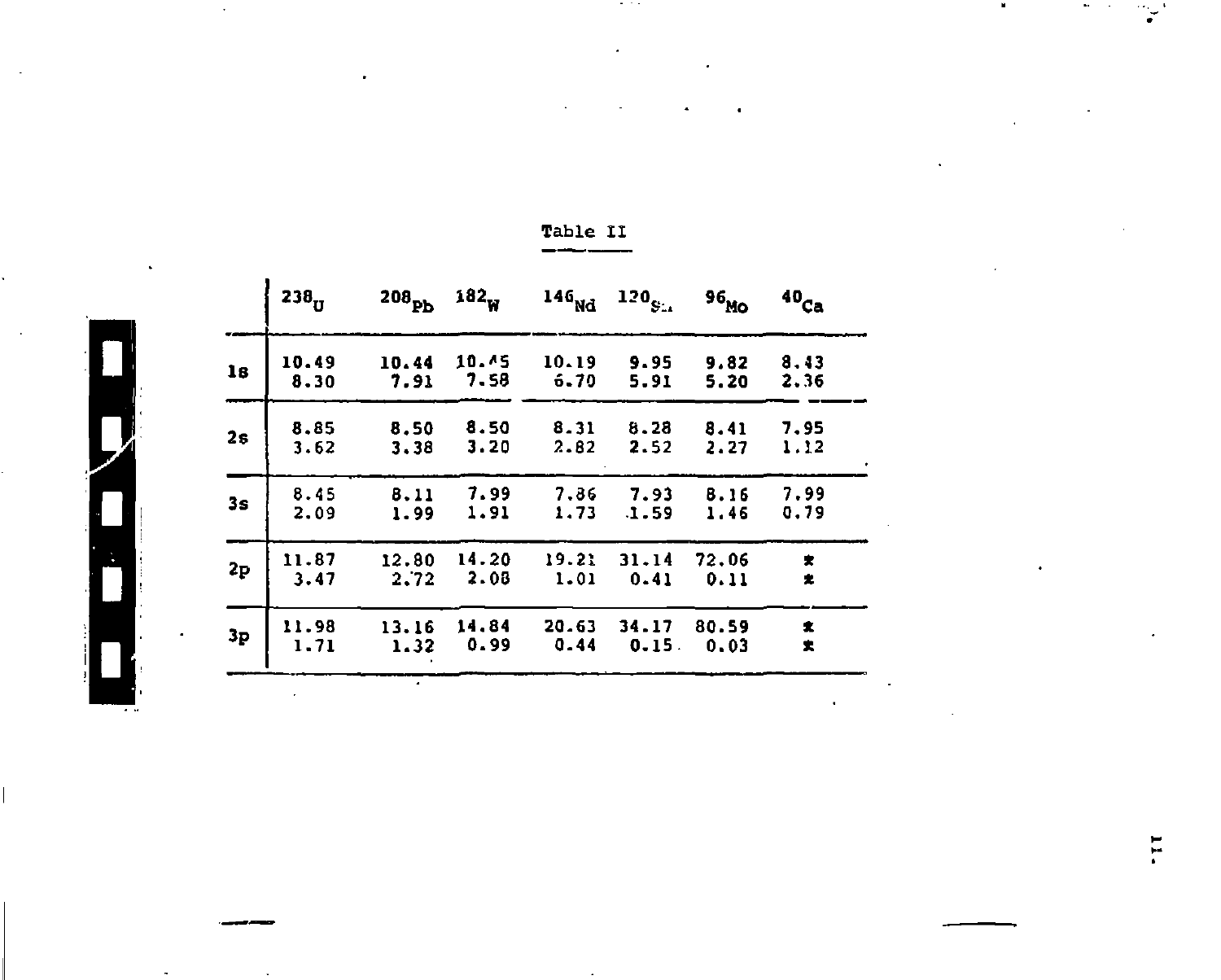Table II

| | $^{238}U$ | $^{208}Pb$ | $^{182}W$ | $^{146}Nd$ | $^{120}Sn$ | $^{96}Mo$ | $^{40}Ca$ |
|---|---|---|---|---|---|---|---|
| 1s | 10.49<br>8.30 | 10.44<br>7.91 | 10.45<br>7.58 | 10.19<br>6.70 | 9.95<br>5.91 | 9.82<br>5.20 | 8.43<br>2.36 |
| 2s | 8.85<br>3.62 | 8.50<br>3.38 | 8.50<br>3.20 | 8.31<br>2.82 | 8.28<br>2.52 | 8.41<br>2.27 | 7.95<br>1.12 |
| 3s | 8.45<br>2.09 | 8.11<br>1.99 | 7.99<br>1.91 | 7.86<br>1.73 | 7.93<br>1.59 | 8.16<br>1.46 | 7.99<br>0.79 |
| 2p | 11.87<br>3.47 | 12.80<br>2.72 | 14.20<br>2.08 | 19.21<br>1.01 | 31.14<br>0.41 | 72.06<br>0.11 | *<br>* |
| 3p | 11.98<br>1.71 | 13.16<br>1.32 | 14.84<br>0.99 | 20.63<br>0.44 | 34.17<br>0.15 | 80.59<br>0.03 | *<br>* |